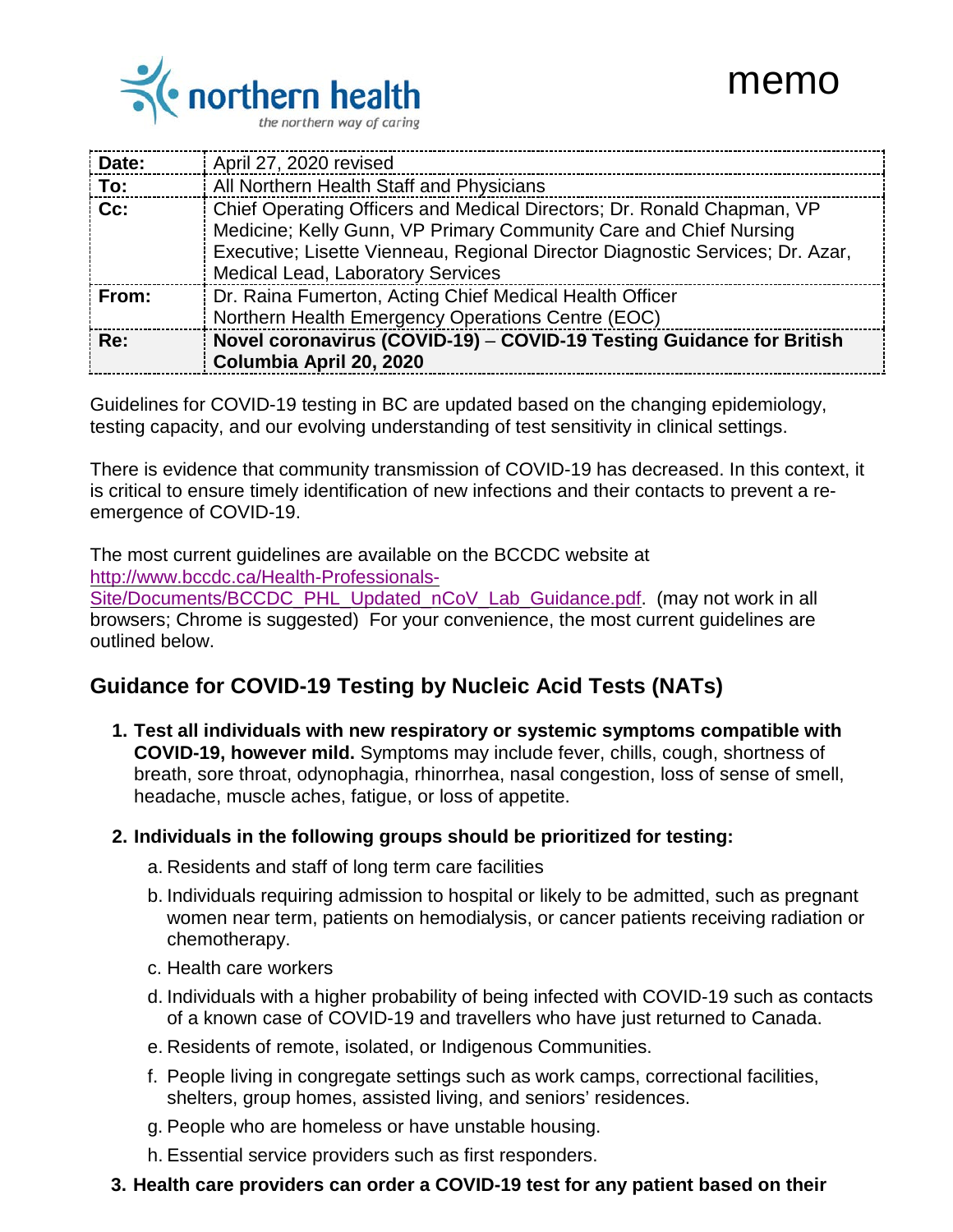northern health
*the northern way of caring*

# memo

| | |
|---|---|
| **Date:** | April 27, 2020 revised |
| **To:** | All Northern Health Staff and Physicians |
| **Cc:** | Chief Operating Officers and Medical Directors; Dr. Ronald Chapman, VP Medicine; Kelly Gunn, VP Primary Community Care and Chief Nursing Executive; Lisette Vienneau, Regional Director Diagnostic Services; Dr. Azar, Medical Lead, Laboratory Services |
| **From:** | Dr. Raina Fumerton, Acting Chief Medical Health Officer<br>Northern Health Emergency Operations Centre (EOC) |
| **Re:** | **Novel coronavirus (COVID-19) – COVID-19 Testing Guidance for British Columbia April 20, 2020** |

Guidelines for COVID-19 testing in BC are updated based on the changing epidemiology, testing capacity, and our evolving understanding of test sensitivity in clinical settings.

There is evidence that community transmission of COVID-19 has decreased. In this context, it is critical to ensure timely identification of new infections and their contacts to prevent a re-emergence of COVID-19.

The most current guidelines are available on the BCCDC website at [http://www.bccdc.ca/Health-Professionals-Site/Documents/BCCDC_PHL_Updated_nCoV_Lab_Guidance.pdf](http://www.bccdc.ca/Health-Professionals-Site/Documents/BCCDC_PHL_Updated_nCoV_Lab_Guidance.pdf). (may not work in all browsers; Chrome is suggested) For your convenience, the most current guidelines are outlined below.

## Guidance for COVID-19 Testing by Nucleic Acid Tests (NATs)

1. **Test all individuals with new respiratory or systemic symptoms compatible with COVID-19, however mild.** Symptoms may include fever, chills, cough, shortness of breath, sore throat, odynophagia, rhinorrhea, nasal congestion, loss of sense of smell, headache, muscle aches, fatigue, or loss of appetite.

2. **Individuals in the following groups should be prioritized for testing:**
   a. Residents and staff of long term care facilities
   b. Individuals requiring admission to hospital or likely to be admitted, such as pregnant women near term, patients on hemodialysis, or cancer patients receiving radiation or chemotherapy.
   c. Health care workers
   d. Individuals with a higher probability of being infected with COVID-19 such as contacts of a known case of COVID-19 and travellers who have just returned to Canada.
   e. Residents of remote, isolated, or Indigenous Communities.
   f. People living in congregate settings such as work camps, correctional facilities, shelters, group homes, assisted living, and seniors' residences.
   g. People who are homeless or have unstable housing.
   h. Essential service providers such as first responders.

3. **Health care providers can order a COVID-19 test for any patient based on their**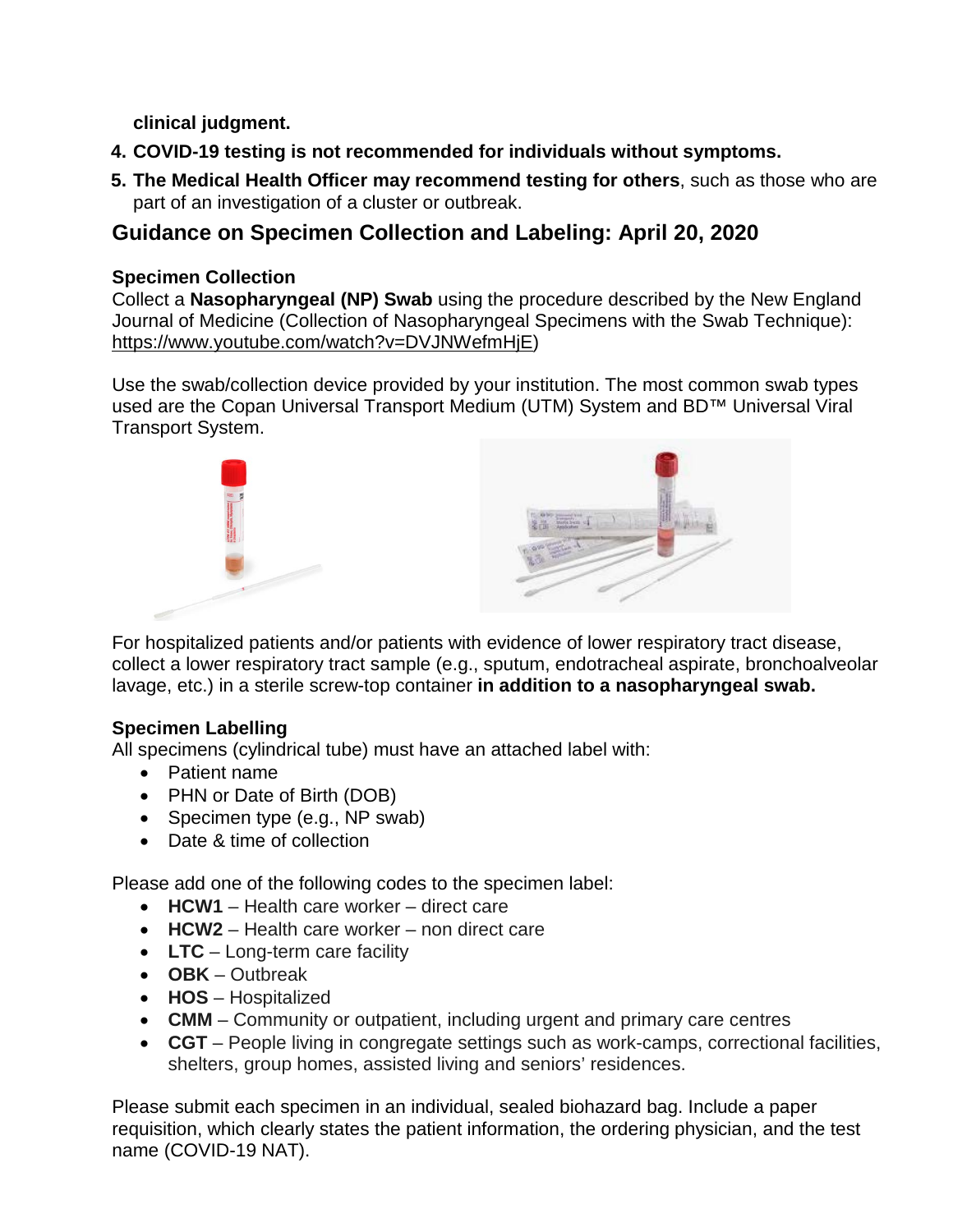clinical judgment.

4. **COVID-19 testing is not recommended for individuals without symptoms.**
5. **The Medical Health Officer may recommend testing for others**, such as those who are part of an investigation of a cluster or outbreak.

## Guidance on Specimen Collection and Labeling: April 20, 2020

### Specimen Collection

Collect a **Nasopharyngeal (NP) Swab** using the procedure described by the New England Journal of Medicine (Collection of Nasopharyngeal Specimens with the Swab Technique): https://www.youtube.com/watch?v=DVJNWefmHjE)

Use the swab/collection device provided by your institution. The most common swab types used are the Copan Universal Transport Medium (UTM) System and BD™ Universal Viral Transport System.

For hospitalized patients and/or patients with evidence of lower respiratory tract disease, collect a lower respiratory tract sample (e.g., sputum, endotracheal aspirate, bronchoalveolar lavage, etc.) in a sterile screw-top container **in addition to a nasopharyngeal swab.**

### Specimen Labelling

All specimens (cylindrical tube) must have an attached label with:

- Patient name
- PHN or Date of Birth (DOB)
- Specimen type (e.g., NP swab)
- Date & time of collection

Please add one of the following codes to the specimen label:

- **HCW1** – Health care worker – direct care
- **HCW2** – Health care worker – non direct care
- **LTC** – Long-term care facility
- **OBK** – Outbreak
- **HOS** – Hospitalized
- **CMM** – Community or outpatient, including urgent and primary care centres
- **CGT** – People living in congregate settings such as work-camps, correctional facilities, shelters, group homes, assisted living and seniors' residences.

Please submit each specimen in an individual, sealed biohazard bag. Include a paper requisition, which clearly states the patient information, the ordering physician, and the test name (COVID-19 NAT).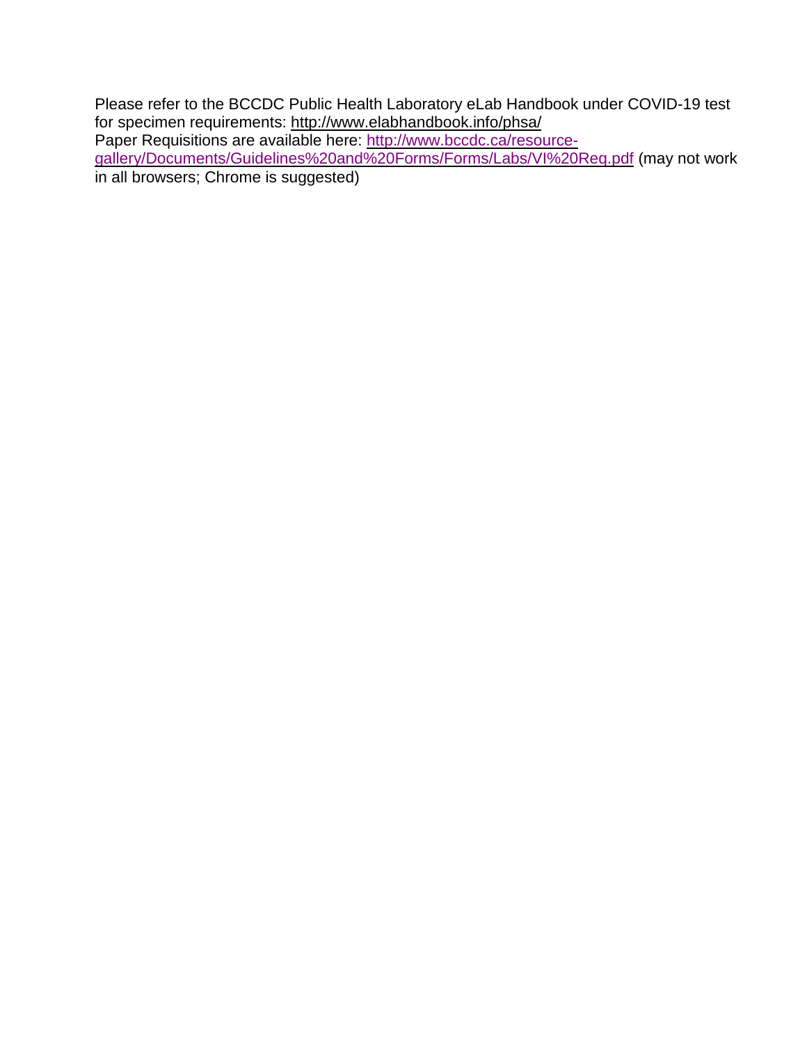Please refer to the BCCDC Public Health Laboratory eLab Handbook under COVID-19 test for specimen requirements: http://www.elabhandbook.info/phsa/

Paper Requisitions are available here: http://www.bccdc.ca/resource-gallery/Documents/Guidelines%20and%20Forms/Forms/Labs/VI%20Req.pdf (may not work in all browsers; Chrome is suggested)